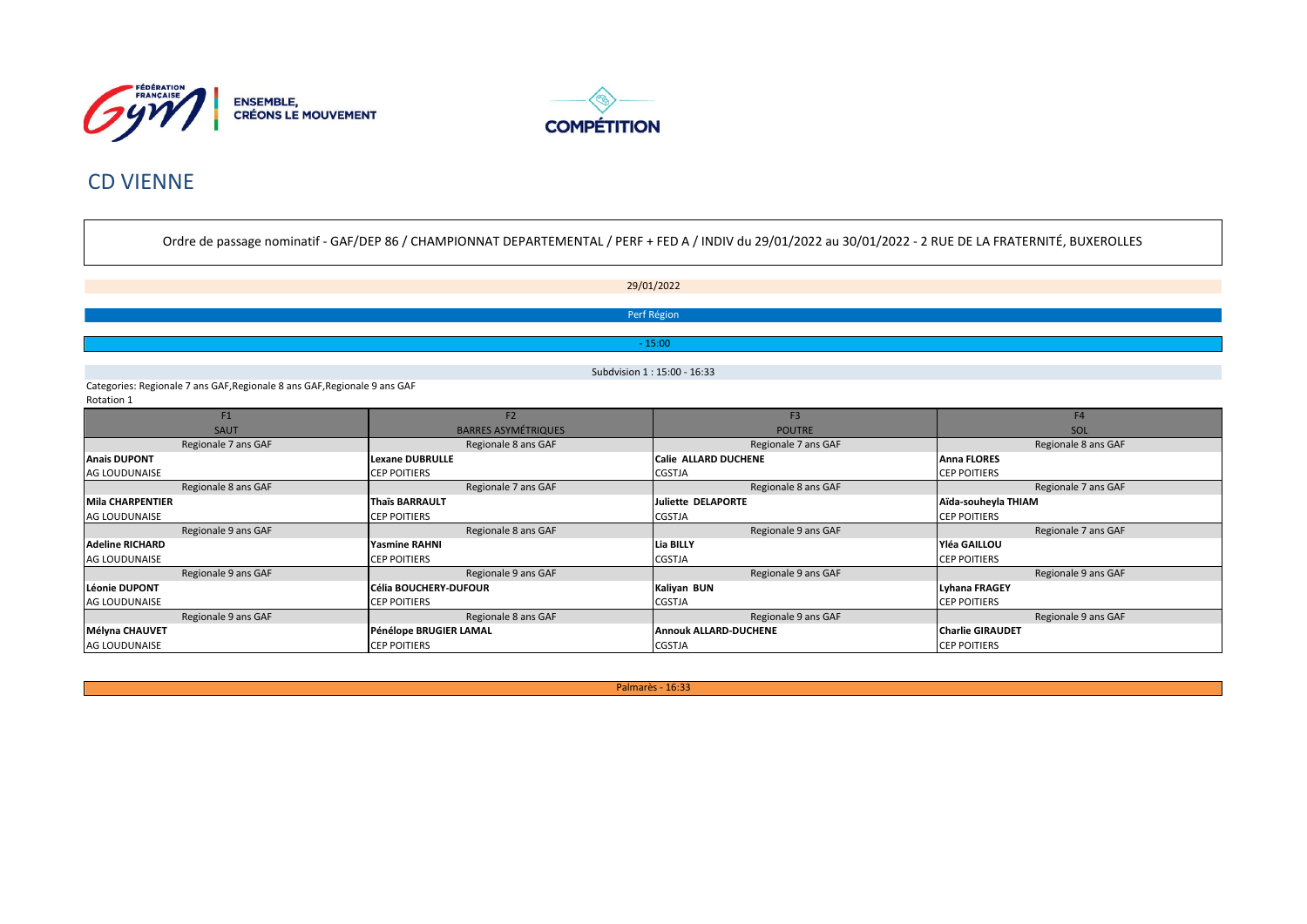ENSEMBLE,
CRÉONS LE MOUVEMENT

COMPÉTITION

# CD VIENNE

Ordre de passage nominatif - GAF/DEP 86 / CHAMPIONNAT DEPARTEMENTAL / PERF + FED A / INDIV du 29/01/2022 au 30/01/2022 - 2 RUE DE LA FRATERNITÉ, BUXEROLLES

29/01/2022

Perf Région

- 15:00

Subdvision 1 : 15:00 - 16:33

Categories: Regionale 7 ans GAF,Regionale 8 ans GAF,Regionale 9 ans GAF

Rotation 1

| F1 | F2 | F3 | F4 |
|---|---|---|---|
| SAUT | BARRES ASYMÉTRIQUES | POUTRE | SOL |
| Regionale 7 ans GAF | Regionale 8 ans GAF | Regionale 7 ans GAF | Regionale 8 ans GAF |
| **Anais DUPONT** | **Lexane DUBRULLE** | **Calie ALLARD DUCHENE** | **Anna FLORES** |
| AG LOUDUNAISE | CEP POITIERS | CGSTJA | CEP POITIERS |
| Regionale 8 ans GAF | Regionale 7 ans GAF | Regionale 8 ans GAF | Regionale 7 ans GAF |
| **Mila CHARPENTIER** | **Thaïs BARRAULT** | **Juliette DELAPORTE** | **Aïda-souheyla THIAM** |
| AG LOUDUNAISE | CEP POITIERS | CGSTJA | CEP POITIERS |
| Regionale 9 ans GAF | Regionale 8 ans GAF | Regionale 9 ans GAF | Regionale 7 ans GAF |
| **Adeline RICHARD** | **Yasmine RAHNI** | **Lia BILLY** | **Yléa GAILLOU** |
| AG LOUDUNAISE | CEP POITIERS | CGSTJA | CEP POITIERS |
| Regionale 9 ans GAF | Regionale 9 ans GAF | Regionale 9 ans GAF | Regionale 9 ans GAF |
| **Léonie DUPONT** | **Célia BOUCHERY-DUFOUR** | **Kaliyan BUN** | **Lyhana FRAGEY** |
| AG LOUDUNAISE | CEP POITIERS | CGSTJA | CEP POITIERS |
| Regionale 9 ans GAF | Regionale 8 ans GAF | Regionale 9 ans GAF | Regionale 9 ans GAF |
| **Mélyna CHAUVET** | **Pénélope BRUGIER LAMAL** | **Annouk ALLARD-DUCHENE** | **Charlie GIRAUDET** |
| AG LOUDUNAISE | CEP POITIERS | CGSTJA | CEP POITIERS |

Palmarès - 16:33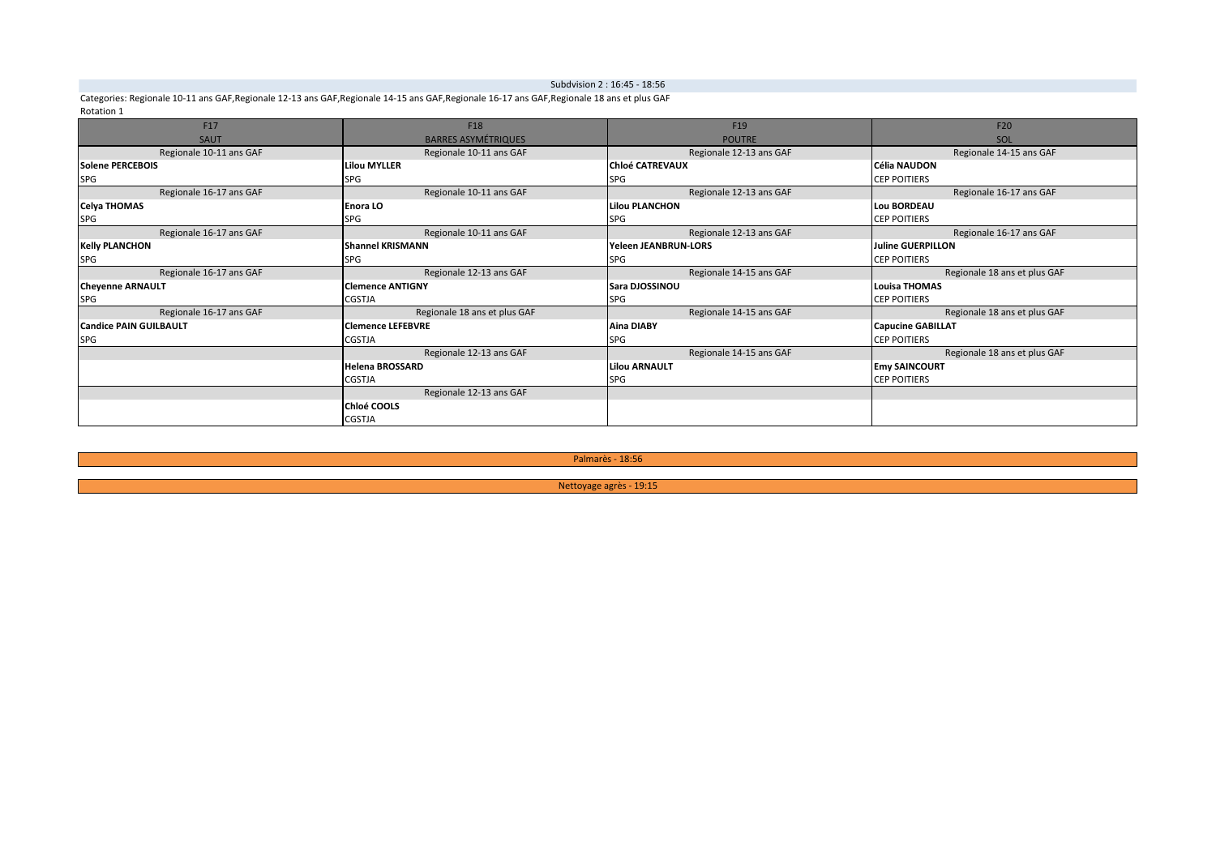Subdvision 2 : 16:45 - 18:56

Categories: Regionale 10-11 ans GAF,Regionale 12-13 ans GAF,Regionale 14-15 ans GAF,Regionale 16-17 ans GAF,Regionale 18 ans et plus GAF

Rotation 1

| F17<br>SAUT | F18<br>BARRES ASYMÉTRIQUES | F19<br>POUTRE | F20<br>SOL |
|---|---|---|---|
| Regionale 10-11 ans GAF | Regionale 10-11 ans GAF | Regionale 12-13 ans GAF | Regionale 14-15 ans GAF |
| **Solene PERCEBOIS** | **Lilou MYLLER** | **Chloé CATREVAUX** | **Célia NAUDON** |
| SPG | SPG | SPG | CEP POITIERS |
| Regionale 16-17 ans GAF | Regionale 10-11 ans GAF | Regionale 12-13 ans GAF | Regionale 16-17 ans GAF |
| **Celya THOMAS** | **Enora LO** | **Lilou PLANCHON** | **Lou BORDEAU** |
| SPG | SPG | SPG | CEP POITIERS |
| Regionale 16-17 ans GAF | Regionale 10-11 ans GAF | Regionale 12-13 ans GAF | Regionale 16-17 ans GAF |
| **Kelly PLANCHON** | **Shannel KRISMANN** | **Yeleen JEANBRUN-LORS** | **Juline GUERPILLON** |
| SPG | SPG | SPG | CEP POITIERS |
| Regionale 16-17 ans GAF | Regionale 12-13 ans GAF | Regionale 14-15 ans GAF | Regionale 18 ans et plus GAF |
| **Cheyenne ARNAULT** | **Clemence ANTIGNY** | **Sara DJOSSINOU** | **Louisa THOMAS** |
| SPG | CGSTJA | SPG | CEP POITIERS |
| Regionale 16-17 ans GAF | Regionale 18 ans et plus GAF | Regionale 14-15 ans GAF | Regionale 18 ans et plus GAF |
| **Candice PAIN GUILBAULT** | **Clemence LEFEBVRE** | **Aina DIABY** | **Capucine GABILLAT** |
| SPG | CGSTJA | SPG | CEP POITIERS |
| | Regionale 12-13 ans GAF | Regionale 14-15 ans GAF | Regionale 18 ans et plus GAF |
| | **Helena BROSSARD** | **Lilou ARNAULT** | **Emy SAINCOURT** |
| | CGSTJA | SPG | CEP POITIERS |
| | Regionale 12-13 ans GAF | | |
| | **Chloé COOLS** | | |
| | CGSTJA | | |

Palmarès - 18:56

Nettoyage agrès - 19:15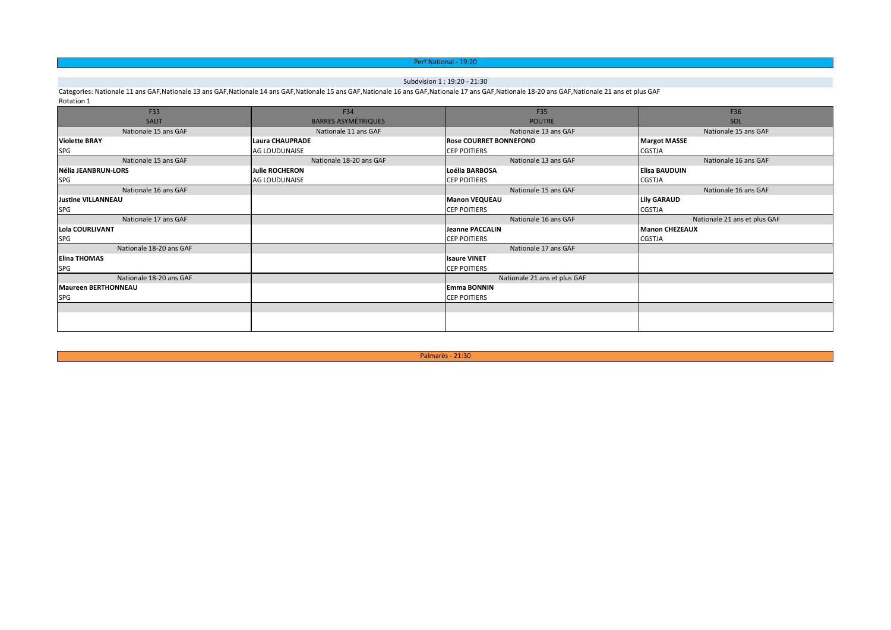Perf National - 19:20

Subdvision 1 : 19:20 - 21:30

Categories: Nationale 11 ans GAF,Nationale 13 ans GAF,Nationale 14 ans GAF,Nationale 15 ans GAF,Nationale 16 ans GAF,Nationale 17 ans GAF,Nationale 18-20 ans GAF,Nationale 21 ans et plus GAF

Rotation 1

| F33<br>SAUT | F34<br>BARRES ASYMÉTRIQUES | F35<br>POUTRE | F36<br>SOL |
|---|---|---|---|
| Nationale 15 ans GAF | Nationale 11 ans GAF | Nationale 13 ans GAF | Nationale 15 ans GAF |
| **Violette BRAY** | **Laura CHAUPRADE** | **Rose COURRET BONNEFOND** | **Margot MASSE** |
| SPG | AG LOUDUNAISE | CEP POITIERS | CGSTJA |
| Nationale 15 ans GAF | Nationale 18-20 ans GAF | Nationale 13 ans GAF | Nationale 16 ans GAF |
| **Nélia JEANBRUN-LORS** | **Julie ROCHERON** | **Loélia BARBOSA** | **Elisa BAUDUIN** |
| SPG | AG LOUDUNAISE | CEP POITIERS | CGSTJA |
| Nationale 16 ans GAF | | Nationale 15 ans GAF | Nationale 16 ans GAF |
| **Justine VILLANNEAU** | | **Manon VEQUEAU** | **Lily GARAUD** |
| SPG | | CEP POITIERS | CGSTJA |
| Nationale 17 ans GAF | | Nationale 16 ans GAF | Nationale 21 ans et plus GAF |
| **Lola COURLIVANT** | | **Jeanne PACCALIN** | **Manon CHEZEAUX** |
| SPG | | CEP POITIERS | CGSTJA |
| Nationale 18-20 ans GAF | | Nationale 17 ans GAF | |
| **Elina THOMAS** | | **Isaure VINET** | |
| SPG | | CEP POITIERS | |
| Nationale 18-20 ans GAF | | Nationale 21 ans et plus GAF | |
| **Maureen BERTHONNEAU** | | **Emma BONNIN** | |
| SPG | | CEP POITIERS | |

Palmarès - 21:30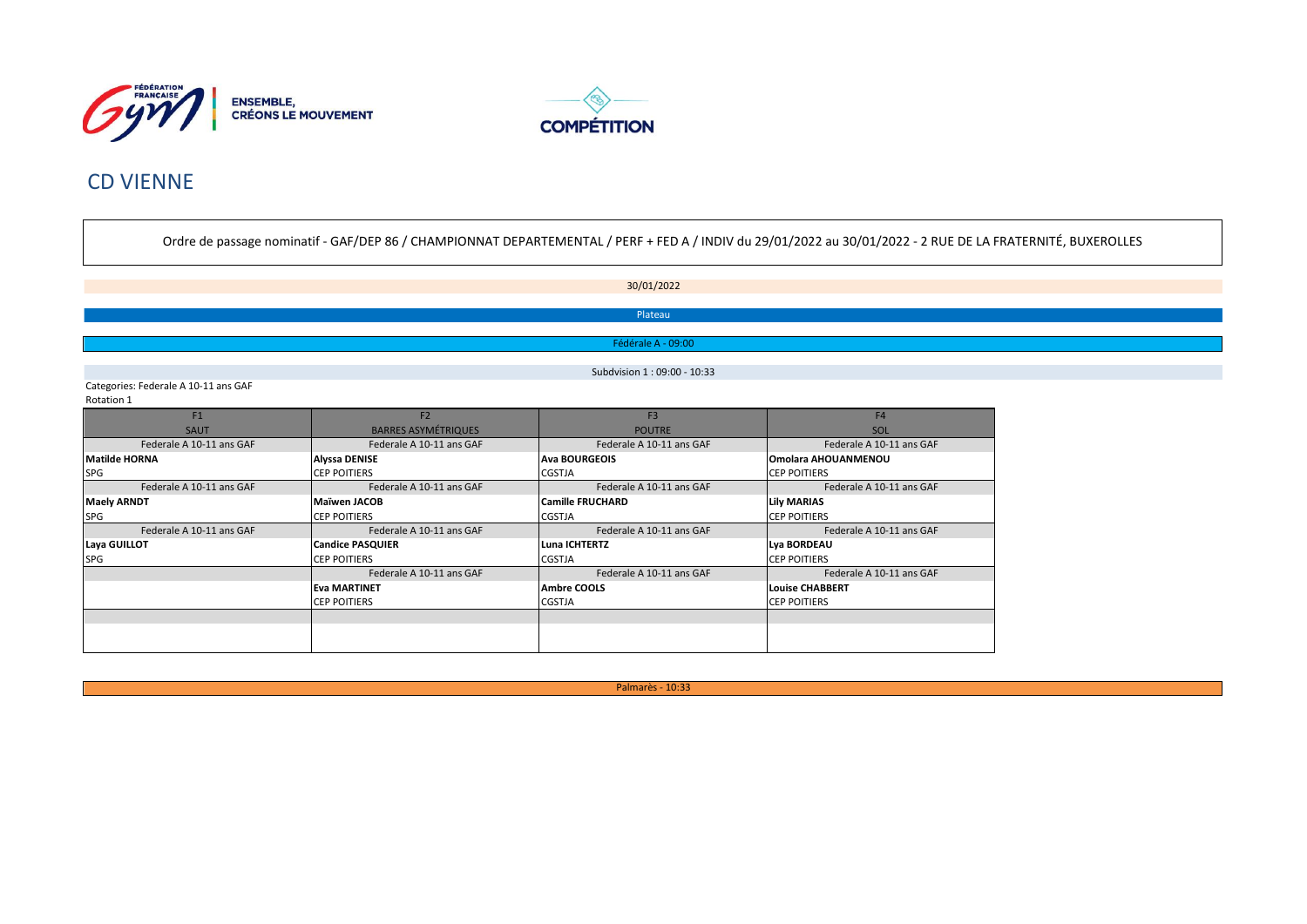FÉDÉRATION FRANÇAISE Gym | ENSEMBLE, CRÉONS LE MOUVEMENT

COMPÉTITION

# CD VIENNE

Ordre de passage nominatif - GAF/DEP 86 / CHAMPIONNAT DEPARTEMENTAL / PERF + FED A / INDIV du 29/01/2022 au 30/01/2022 - 2 RUE DE LA FRATERNITÉ, BUXEROLLES

30/01/2022

Plateau

Fédérale A - 09:00

Subdvision 1 : 09:00 - 10:33

Categories: Federale A 10-11 ans GAF

Rotation 1

| F1<br>SAUT | F2<br>BARRES ASYMÉTRIQUES | F3<br>POUTRE | F4<br>SOL |
|---|---|---|---|
| Federale A 10-11 ans GAF | Federale A 10-11 ans GAF | Federale A 10-11 ans GAF | Federale A 10-11 ans GAF |
| **Matilde HORNA** | **Alyssa DENISE** | **Ava BOURGEOIS** | **Omolara AHOUANMENOU** |
| SPG | CEP POITIERS | CGSTJA | CEP POITIERS |
| Federale A 10-11 ans GAF | Federale A 10-11 ans GAF | Federale A 10-11 ans GAF | Federale A 10-11 ans GAF |
| **Maely ARNDT** | **Maïwen JACOB** | **Camille FRUCHARD** | **Lily MARIAS** |
| SPG | CEP POITIERS | CGSTJA | CEP POITIERS |
| Federale A 10-11 ans GAF | Federale A 10-11 ans GAF | Federale A 10-11 ans GAF | Federale A 10-11 ans GAF |
| **Laya GUILLOT** | **Candice PASQUIER** | **Luna ICHTERTZ** | **Lya BORDEAU** |
| SPG | CEP POITIERS | CGSTJA | CEP POITIERS |
| | Federale A 10-11 ans GAF | Federale A 10-11 ans GAF | Federale A 10-11 ans GAF |
| | **Eva MARTINET** | **Ambre COOLS** | **Louise CHABBERT** |
| | CEP POITIERS | CGSTJA | CEP POITIERS |

Palmarès - 10:33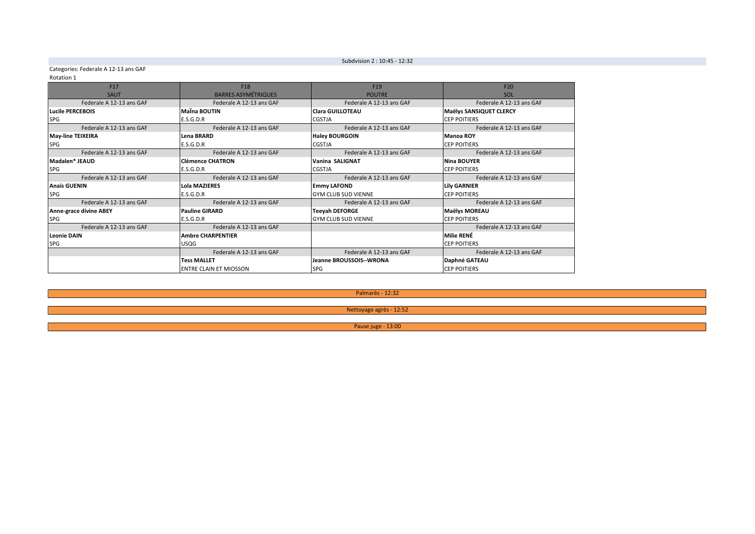Subdvision 2 : 10:45 - 12:32

Categories: Federale A 12-13 ans GAF

Rotation 1

| F17 | F18 | F19 | F20 |
| --- | --- | --- | --- |
| SAUT | BARRES ASYMÉTRIQUES | POUTRE | SOL |
| Federale A 12-13 ans GAF | Federale A 12-13 ans GAF | Federale A 12-13 ans GAF | Federale A 12-13 ans GAF |
| **Lucile PERCEBOIS** | **Maîna BOUTIN** | **Clara GUILLOTEAU** | **Maëlys SANSIQUET CLERCY** |
| SPG | E.S.G.D.R | CGSTJA | CEP POITIERS |
| Federale A 12-13 ans GAF | Federale A 12-13 ans GAF | Federale A 12-13 ans GAF | Federale A 12-13 ans GAF |
| **May-line TEIXEIRA** | **Lena BRARD** | **Haley BOURGOIN** | **Manoa ROY** |
| SPG | E.S.G.D.R | CGSTJA | CEP POITIERS |
| Federale A 12-13 ans GAF | Federale A 12-13 ans GAF | Federale A 12-13 ans GAF | Federale A 12-13 ans GAF |
| **Madalen* JEAUD** | **Clémence CHATRON** | **Vanina SALIGNAT** | **Nina BOUYER** |
| SPG | E.S.G.D.R | CGSTJA | CEP POITIERS |
| Federale A 12-13 ans GAF | Federale A 12-13 ans GAF | Federale A 12-13 ans GAF | Federale A 12-13 ans GAF |
| **Anais GUENIN** | **Lola MAZIERES** | **Emmy LAFOND** | **Lily GARNIER** |
| SPG | E.S.G.D.R | GYM CLUB SUD VIENNE | CEP POITIERS |
| Federale A 12-13 ans GAF | Federale A 12-13 ans GAF | Federale A 12-13 ans GAF | Federale A 12-13 ans GAF |
| **Anne-grace divine ABEY** | **Pauline GIRARD** | **Teeyah DEFORGE** | **Maëlys MOREAU** |
| SPG | E.S.G.D.R | GYM CLUB SUD VIENNE | CEP POITIERS |
| Federale A 12-13 ans GAF | Federale A 12-13 ans GAF | | Federale A 12-13 ans GAF |
| **Leonie DAIN** | **Ambre CHARPENTIER** | | **Milie RENÉ** |
| SPG | USQG | | CEP POITIERS |
| | Federale A 12-13 ans GAF | Federale A 12-13 ans GAF | Federale A 12-13 ans GAF |
| | **Tess MALLET** | **Jeanne BROUSSOIS--WRONA** | **Daphné GATEAU** |
| | ENTRE CLAIN ET MIOSSON | SPG | CEP POITIERS |

Palmarès - 12:32

Nettoyage agrès - 12:52

Pause juge - 13:00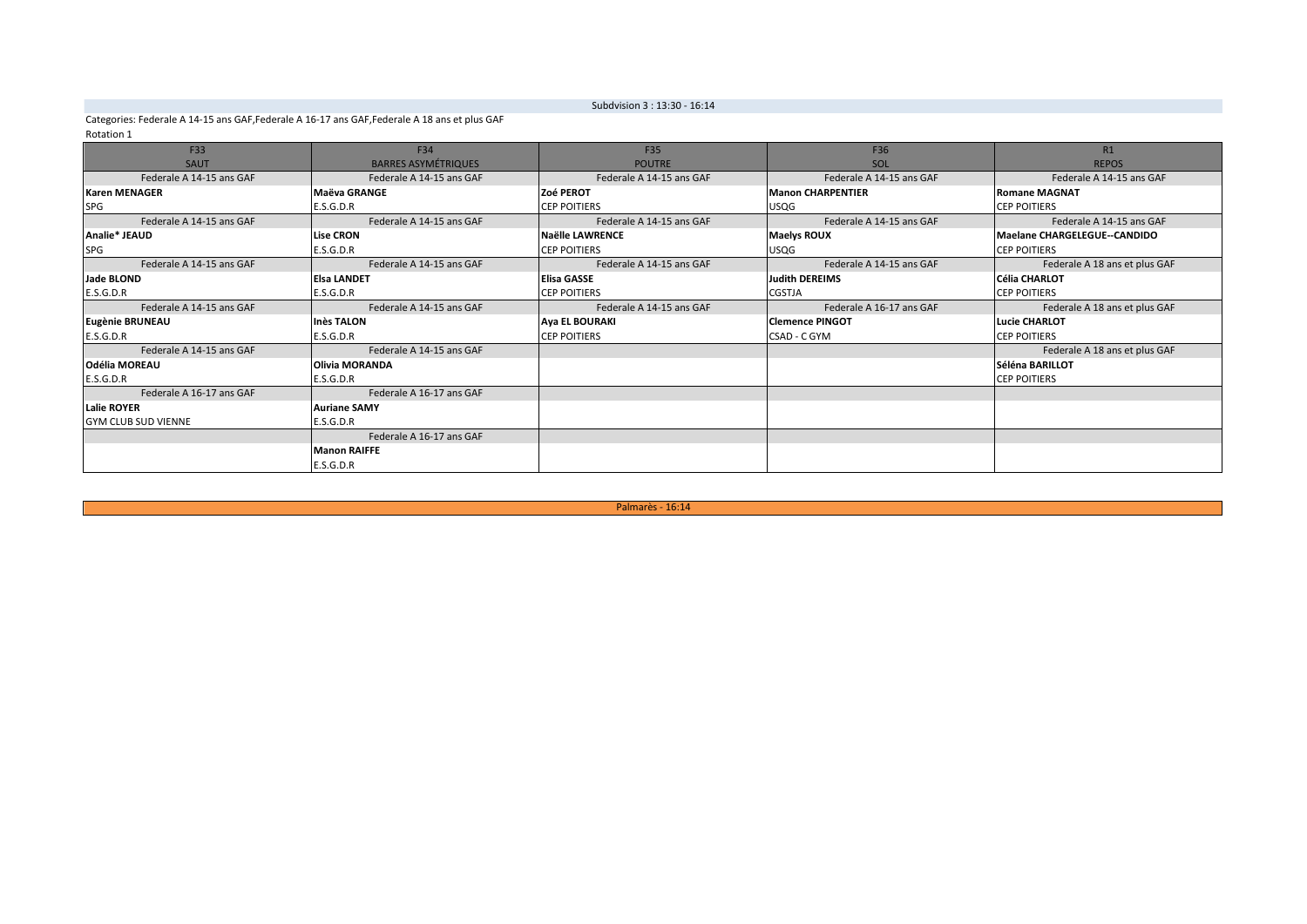Subdvision 3 : 13:30 - 16:14

Categories: Federale A 14-15 ans GAF,Federale A 16-17 ans GAF,Federale A 18 ans et plus GAF

Rotation 1

| F33<br>SAUT | F34<br>BARRES ASYMÉTRIQUES | F35<br>POUTRE | F36<br>SOL | R1<br>REPOS |
|---|---|---|---|---|
| Federale A 14-15 ans GAF | Federale A 14-15 ans GAF | Federale A 14-15 ans GAF | Federale A 14-15 ans GAF | Federale A 14-15 ans GAF |
| **Karen MENAGER**<br>SPG | **Maëva GRANGE**<br>E.S.G.D.R | **Zoé PEROT**<br>CEP POITIERS | **Manon CHARPENTIER**<br>USQG | **Romane MAGNAT**<br>CEP POITIERS |
| Federale A 14-15 ans GAF | Federale A 14-15 ans GAF | Federale A 14-15 ans GAF | Federale A 14-15 ans GAF | Federale A 14-15 ans GAF |
| **Analie* JEAUD**<br>SPG | **Lise CRON**<br>E.S.G.D.R | **Naëlle LAWRENCE**<br>CEP POITIERS | **Maelys ROUX**<br>USQG | **Maelane CHARGELEGUE--CANDIDO**<br>CEP POITIERS |
| Federale A 14-15 ans GAF | Federale A 14-15 ans GAF | Federale A 14-15 ans GAF | Federale A 14-15 ans GAF | Federale A 18 ans et plus GAF |
| **Jade BLOND**<br>E.S.G.D.R | **Elsa LANDET**<br>E.S.G.D.R | **Elisa GASSE**<br>CEP POITIERS | **Judith DEREIMS**<br>CGSTJA | **Célia CHARLOT**<br>CEP POITIERS |
| Federale A 14-15 ans GAF | Federale A 14-15 ans GAF | Federale A 14-15 ans GAF | Federale A 16-17 ans GAF | Federale A 18 ans et plus GAF |
| **Eugènie BRUNEAU**<br>E.S.G.D.R | **Inès TALON**<br>E.S.G.D.R | **Aya EL BOURAKI**<br>CEP POITIERS | **Clemence PINGOT**<br>CSAD - C GYM | **Lucie CHARLOT**<br>CEP POITIERS |
| Federale A 14-15 ans GAF | Federale A 14-15 ans GAF | | | Federale A 18 ans et plus GAF |
| **Odélia MOREAU**<br>E.S.G.D.R | **Olivia MORANDA**<br>E.S.G.D.R | | | **Séléna BARILLOT**<br>CEP POITIERS |
| Federale A 16-17 ans GAF | Federale A 16-17 ans GAF | | | |
| **Lalie ROYER**<br>GYM CLUB SUD VIENNE | **Auriane SAMY**<br>E.S.G.D.R | | | |
| | Federale A 16-17 ans GAF | | | |
| | **Manon RAIFFE**<br>E.S.G.D.R | | | |

Palmarès - 16:14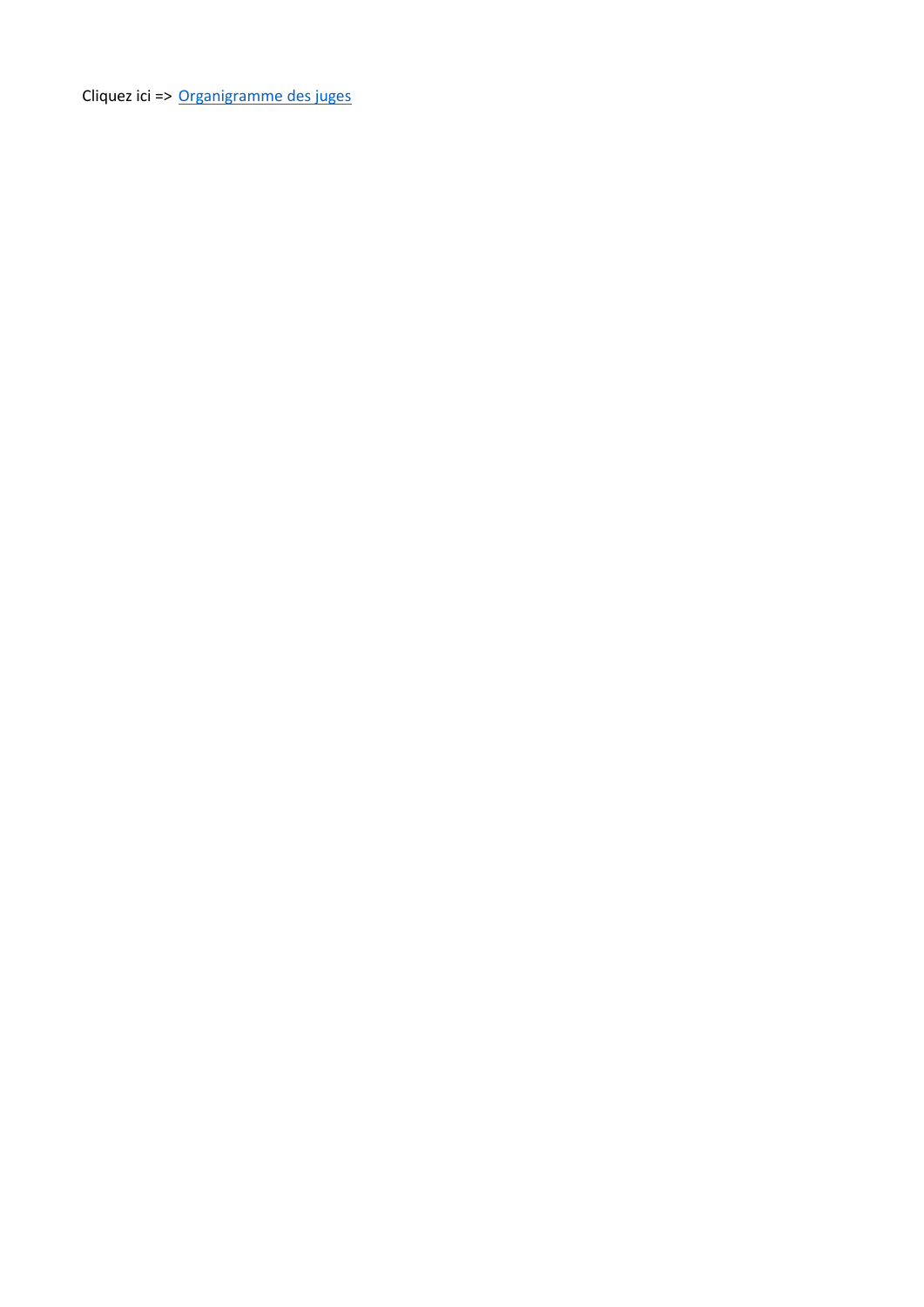Cliquez ici => Organigramme des juges